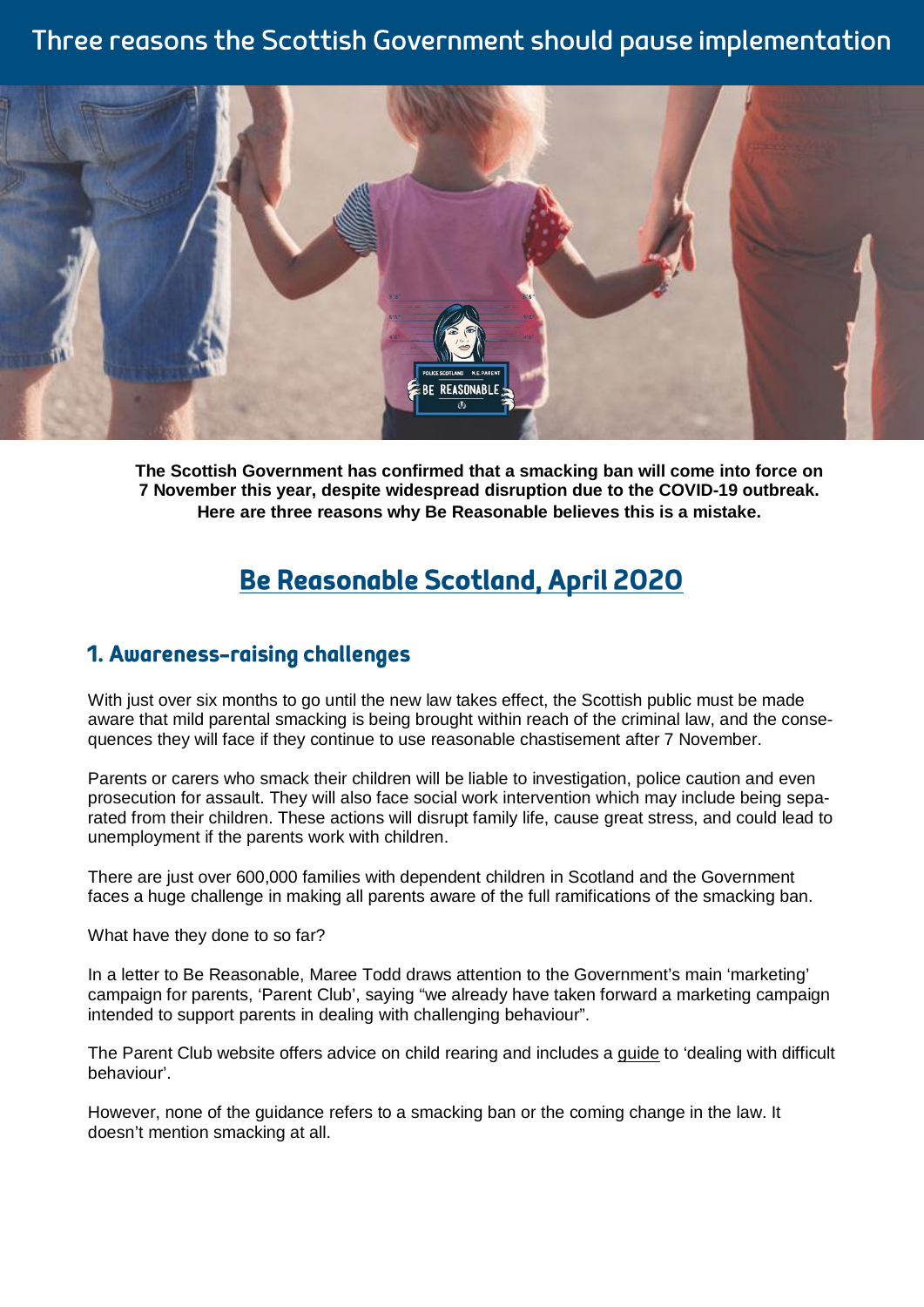# Three reasons the Scottish Government should pause implementation

**The Scottish Government has confirmed that a smacking ban will come into force on 7 November this year, despite widespread disruption due to the COVID-19 outbreak. Here are three reasons why Be Reasonable believes this is a mistake.**

## Be Reasonable Scotland, April 2020

### 1. Awareness-raising challenges

With just over six months to go until the new law takes effect, the Scottish public must be made aware that mild parental smacking is being brought within reach of the criminal law, and the consequences they will face if they continue to use reasonable chastisement after 7 November.

Parents or carers who smack their children will be liable to investigation, police caution and even prosecution for assault. They will also face social work intervention which may include being separated from their children. These actions will disrupt family life, cause great stress, and could lead to unemployment if the parents work with children.

There are just over 600,000 families with dependent children in Scotland and the Government faces a huge challenge in making all parents aware of the full ramifications of the smacking ban.

What have they done to so far?

In a letter to Be Reasonable, Maree Todd draws attention to the Government's main 'marketing' campaign for parents, 'Parent Club', saying "we already have taken forward a marketing campaign intended to support parents in dealing with challenging behaviour".

The Parent Club website offers advice on child rearing and includes a guide to 'dealing with difficult behaviour'.

However, none of the guidance refers to a smacking ban or the coming change in the law. It doesn't mention smacking at all.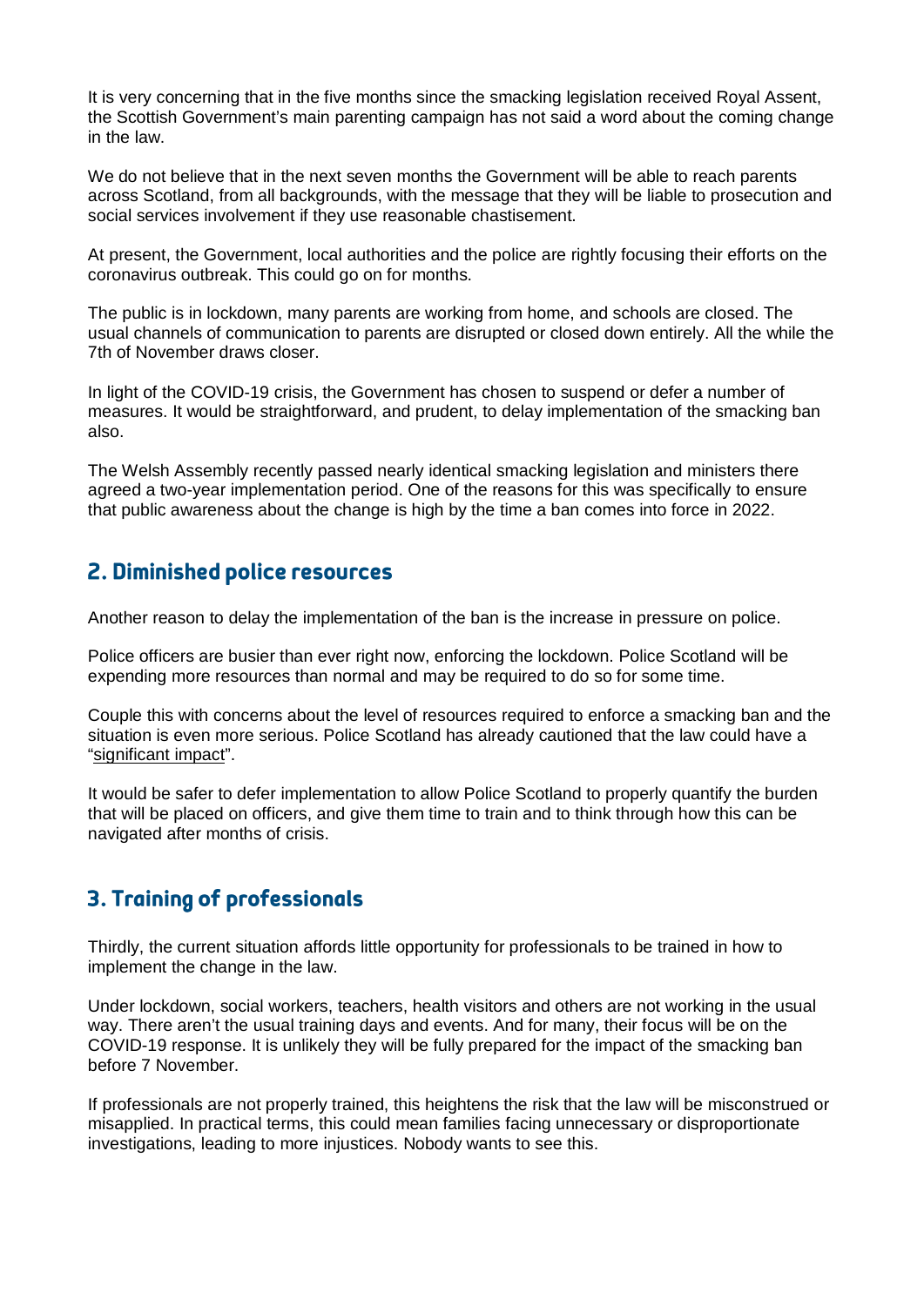It is very concerning that in the five months since the smacking legislation received Royal Assent, the Scottish Government's main parenting campaign has not said a word about the coming change in the law.

We do not believe that in the next seven months the Government will be able to reach parents across Scotland, from all backgrounds, with the message that they will be liable to prosecution and social services involvement if they use reasonable chastisement.

At present, the Government, local authorities and the police are rightly focusing their efforts on the coronavirus outbreak. This could go on for months.

The public is in lockdown, many parents are working from home, and schools are closed. The usual channels of communication to parents are disrupted or closed down entirely. All the while the 7th of November draws closer.

In light of the COVID-19 crisis, the Government has chosen to suspend or defer a number of measures. It would be straightforward, and prudent, to delay implementation of the smacking ban also.

The Welsh Assembly recently passed nearly identical smacking legislation and ministers there agreed a two-year implementation period. One of the reasons for this was specifically to ensure that public awareness about the change is high by the time a ban comes into force in 2022.

## 2. Diminished police resources

Another reason to delay the implementation of the ban is the increase in pressure on police.

Police officers are busier than ever right now, enforcing the lockdown. Police Scotland will be expending more resources than normal and may be required to do so for some time.

Couple this with concerns about the level of resources required to enforce a smacking ban and the situation is even more serious. Police Scotland has already cautioned that the law could have a "significant impact".

It would be safer to defer implementation to allow Police Scotland to properly quantify the burden that will be placed on officers, and give them time to train and to think through how this can be navigated after months of crisis.

## 3. Training of professionals

Thirdly, the current situation affords little opportunity for professionals to be trained in how to implement the change in the law.

Under lockdown, social workers, teachers, health visitors and others are not working in the usual way. There aren't the usual training days and events. And for many, their focus will be on the COVID-19 response. It is unlikely they will be fully prepared for the impact of the smacking ban before 7 November.

If professionals are not properly trained, this heightens the risk that the law will be misconstrued or misapplied. In practical terms, this could mean families facing unnecessary or disproportionate investigations, leading to more injustices. Nobody wants to see this.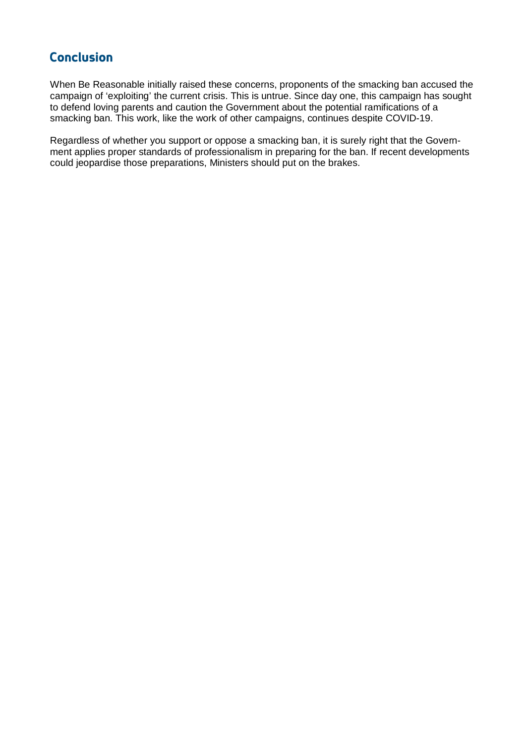## Conclusion

When Be Reasonable initially raised these concerns, proponents of the smacking ban accused the campaign of 'exploiting' the current crisis. This is untrue. Since day one, this campaign has sought to defend loving parents and caution the Government about the potential ramifications of a smacking ban. This work, like the work of other campaigns, continues despite COVID-19.

Regardless of whether you support or oppose a smacking ban, it is surely right that the Government applies proper standards of professionalism in preparing for the ban. If recent developments could jeopardise those preparations, Ministers should put on the brakes.